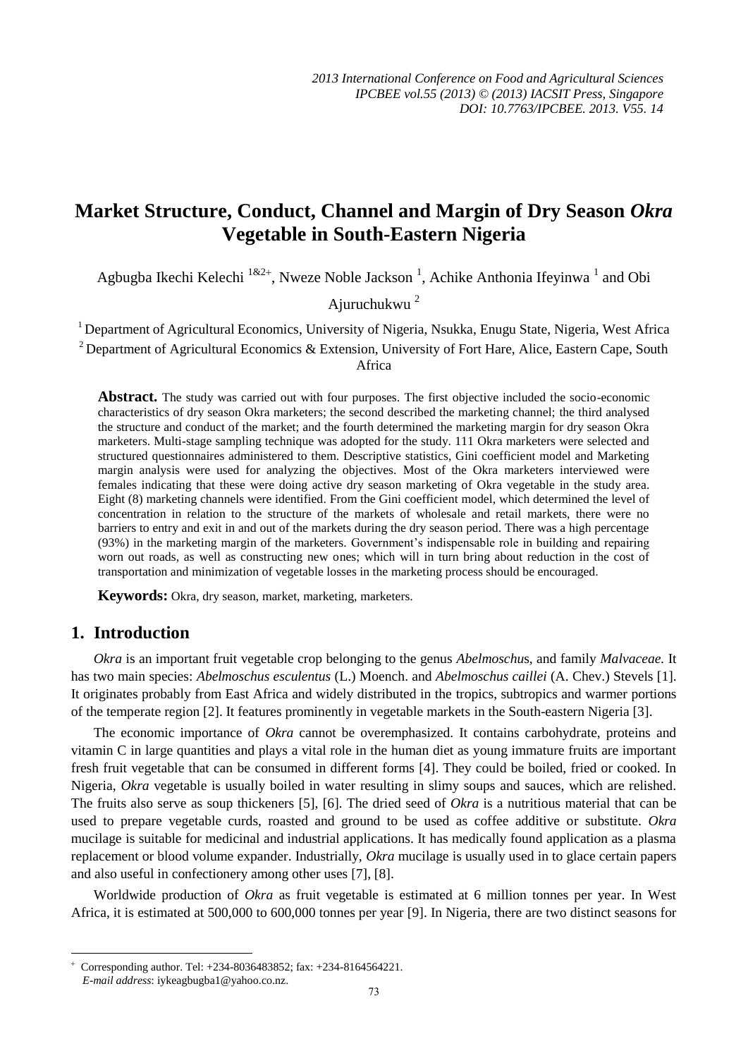# Market Structure, Conduct, Channel and Margin of Dry Season *Okra* Vegetable in South-Eastern Nigeria

Agbugba Ikechi Kelechi [1&2+], Nweze Noble Jackson [1], Achike Anthonia Ifeyinwa [1] and Obi Ajuruchukwu [2]

[1] Department of Agricultural Economics, University of Nigeria, Nsukka, Enugu State, Nigeria, West Africa

[2] Department of Agricultural Economics & Extension, University of Fort Hare, Alice, Eastern Cape, South Africa

**Abstract.** The study was carried out with four purposes. The first objective included the socio-economic characteristics of dry season Okra marketers; the second described the marketing channel; the third analysed the structure and conduct of the market; and the fourth determined the marketing margin for dry season Okra marketers. Multi-stage sampling technique was adopted for the study. 111 Okra marketers were selected and structured questionnaires administered to them. Descriptive statistics, Gini coefficient model and Marketing margin analysis were used for analyzing the objectives. Most of the Okra marketers interviewed were females indicating that these were doing active dry season marketing of Okra vegetable in the study area. Eight (8) marketing channels were identified. From the Gini coefficient model, which determined the level of concentration in relation to the structure of the markets of wholesale and retail markets, there were no barriers to entry and exit in and out of the markets during the dry season period. There was a high percentage (93%) in the marketing margin of the marketers. Government's indispensable role in building and repairing worn out roads, as well as constructing new ones; which will in turn bring about reduction in the cost of transportation and minimization of vegetable losses in the marketing process should be encouraged.

**Keywords:** Okra, dry season, market, marketing, marketers.

## 1. Introduction

*Okra* is an important fruit vegetable crop belonging to the genus *Abelmoschus*, and family *Malvaceae.* It has two main species: *Abelmoschus esculentus* (L.) Moench. and *Abelmoschus caillei* (A. Chev.) Stevels [1]. It originates probably from East Africa and widely distributed in the tropics, subtropics and warmer portions of the temperate region [2]. It features prominently in vegetable markets in the South-eastern Nigeria [3].

The economic importance of *Okra* cannot be overemphasized. It contains carbohydrate, proteins and vitamin C in large quantities and plays a vital role in the human diet as young immature fruits are important fresh fruit vegetable that can be consumed in different forms [4]. They could be boiled, fried or cooked. In Nigeria, *Okra* vegetable is usually boiled in water resulting in slimy soups and sauces, which are relished. The fruits also serve as soup thickeners [5], [6]. The dried seed of *Okra* is a nutritious material that can be used to prepare vegetable curds, roasted and ground to be used as coffee additive or substitute. *Okra* mucilage is suitable for medicinal and industrial applications. It has medically found application as a plasma replacement or blood volume expander. Industrially, *Okra* mucilage is usually used in to glace certain papers and also useful in confectionery among other uses [7], [8].

Worldwide production of *Okra* as fruit vegetable is estimated at 6 million tonnes per year. In West Africa, it is estimated at 500,000 to 600,000 tonnes per year [9]. In Nigeria, there are two distinct seasons for

---

+ Corresponding author. Tel: +234-8036483852; fax: +234-8164564221.
*E-mail address*: iykeagbugba1@yahoo.co.nz.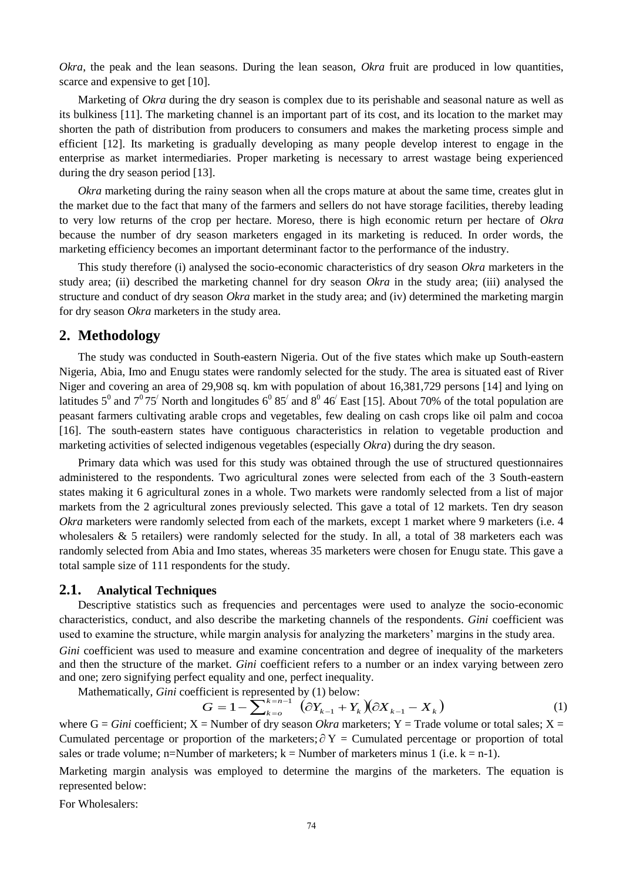*Okra*, the peak and the lean seasons. During the lean season, *Okra* fruit are produced in low quantities, scarce and expensive to get [10].

Marketing of *Okra* during the dry season is complex due to its perishable and seasonal nature as well as its bulkiness [11]. The marketing channel is an important part of its cost, and its location to the market may shorten the path of distribution from producers to consumers and makes the marketing process simple and efficient [12]. Its marketing is gradually developing as many people develop interest to engage in the enterprise as market intermediaries. Proper marketing is necessary to arrest wastage being experienced during the dry season period [13].

*Okra* marketing during the rainy season when all the crops mature at about the same time, creates glut in the market due to the fact that many of the farmers and sellers do not have storage facilities, thereby leading to very low returns of the crop per hectare. Moreso, there is high economic return per hectare of *Okra* because the number of dry season marketers engaged in its marketing is reduced. In order words, the marketing efficiency becomes an important determinant factor to the performance of the industry.

This study therefore (i) analysed the socio-economic characteristics of dry season *Okra* marketers in the study area; (ii) described the marketing channel for dry season *Okra* in the study area; (iii) analysed the structure and conduct of dry season *Okra* market in the study area; and (iv) determined the marketing margin for dry season *Okra* marketers in the study area.

## 2. Methodology

The study was conducted in South-eastern Nigeria. Out of the five states which make up South-eastern Nigeria, Abia, Imo and Enugu states were randomly selected for the study. The area is situated east of River Niger and covering an area of 29,908 sq. km with population of about 16,381,729 persons [14] and lying on latitudes $5^0$ and $7^0 75^/$ North and longitudes $6^0 85^/$ and $8^0 46^/$ East [15]. About 70% of the total population are peasant farmers cultivating arable crops and vegetables, few dealing on cash crops like oil palm and cocoa [16]. The south-eastern states have contiguous characteristics in relation to vegetable production and marketing activities of selected indigenous vegetables (especially *Okra*) during the dry season.

Primary data which was used for this study was obtained through the use of structured questionnaires administered to the respondents. Two agricultural zones were selected from each of the 3 South-eastern states making it 6 agricultural zones in a whole. Two markets were randomly selected from a list of major markets from the 2 agricultural zones previously selected. This gave a total of 12 markets. Ten dry season *Okra* marketers were randomly selected from each of the markets, except 1 market where 9 marketers (i.e. 4 wholesalers & 5 retailers) were randomly selected for the study. In all, a total of 38 marketers each was randomly selected from Abia and Imo states, whereas 35 marketers were chosen for Enugu state. This gave a total sample size of 111 respondents for the study.

### 2.1. Analytical Techniques

Descriptive statistics such as frequencies and percentages were used to analyze the socio-economic characteristics, conduct, and also describe the marketing channels of the respondents. *Gini* coefficient was used to examine the structure, while margin analysis for analyzing the marketers' margins in the study area.

*Gini* coefficient was used to measure and examine concentration and degree of inequality of the marketers and then the structure of the market. *Gini* coefficient refers to a number or an index varying between zero and one; zero signifying perfect equality and one, perfect inequality.

Mathematically, *Gini* coefficient is represented by (1) below:

$$G = 1 - \sum_{k=o}^{k=n-1} \left(\partial Y_{k-1} + Y_k\right)\left(\partial X_{k-1} - X_k\right) \tag{1}$$

where G = *Gini* coefficient; X = Number of dry season *Okra* marketers; Y = Trade volume or total sales; X = Cumulated percentage or proportion of the marketers; $\partial$ Y = Cumulated percentage or proportion of total sales or trade volume; n=Number of marketers; k = Number of marketers minus 1 (i.e. k = n-1).

Marketing margin analysis was employed to determine the margins of the marketers. The equation is represented below:

For Wholesalers: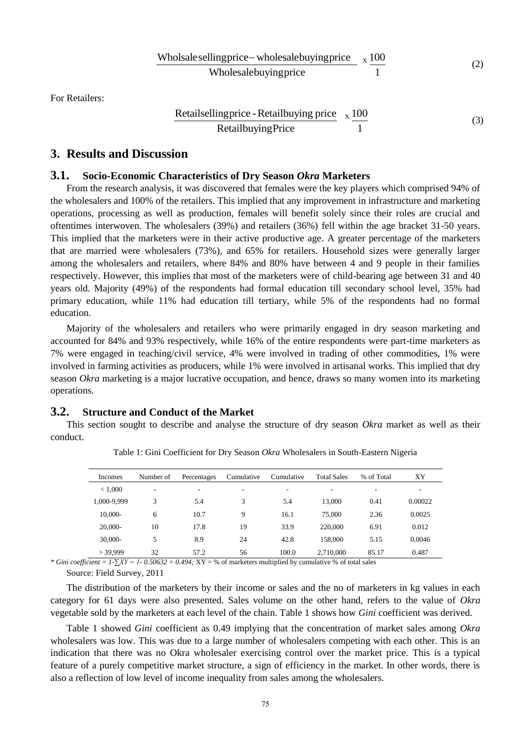$$\frac{\text{Wholsale selling price} - \text{wholesale buying price}}{\text{Wholesale buying price}} \times \frac{100}{1} \quad (2)$$

For Retailers:

$$\frac{\text{Retail selling price} - \text{Retail buying price}}{\text{Retail buying Price}} \times \frac{100}{1} \quad (3)$$

## 3. Results and Discussion

### 3.1. Socio-Economic Characteristics of Dry Season *Okra* Marketers

From the research analysis, it was discovered that females were the key players which comprised 94% of the wholesalers and 100% of the retailers. This implied that any improvement in infrastructure and marketing operations, processing as well as production, females will benefit solely since their roles are crucial and oftentimes interwoven. The wholesalers (39%) and retailers (36%) fell within the age bracket 31-50 years. This implied that the marketers were in their active productive age. A greater percentage of the marketers that are married were wholesalers (73%), and 65% for retailers. Household sizes were generally larger among the wholesalers and retailers, where 84% and 80% have between 4 and 9 people in their families respectively. However, this implies that most of the marketers were of child-bearing age between 31 and 40 years old. Majority (49%) of the respondents had formal education till secondary school level, 35% had primary education, while 11% had education till tertiary, while 5% of the respondents had no formal education.

Majority of the wholesalers and retailers who were primarily engaged in dry season marketing and accounted for 84% and 93% respectively, while 16% of the entire respondents were part-time marketers as 7% were engaged in teaching/civil service, 4% were involved in trading of other commodities, 1% were involved in farming activities as producers, while 1% were involved in artisanal works. This implied that dry season *Okra* marketing is a major lucrative occupation, and hence, draws so many women into its marketing operations.

### 3.2. Structure and Conduct of the Market

This section sought to describe and analyse the structure of dry season *Okra* market as well as their conduct.

Table 1: Gini Coefficient for Dry Season *Okra* Wholesalers in South-Eastern Nigeria

| Incomes | Number of | Percentages | Cumulative | Cumulative | Total Sales | % of Total | XY |
|---|---|---|---|---|---|---|---|
| < 1,000 | - | - | - | - | - | - | - |
| 1,000-9,999 | 3 | 5.4 | 3 | 5.4 | 13,000 | 0.41 | 0.00022 |
| 10,000- | 6 | 10.7 | 9 | 16.1 | 75,000 | 2.36 | 0.0025 |
| 20,000- | 10 | 17.8 | 19 | 33.9 | 220,000 | 6.91 | 0.012 |
| 30,000- | 5 | 8.9 | 24 | 42.8 | 158,000 | 5.15 | 0.0046 |
| > 39,999 | 32 | 57.2 | 56 | 100.0 | 2,710,000 | 85.17 | 0.487 |

* *Gini coefficient* = $1-\sum XY = 1- 0.50632 = 0.494$; XY = % of marketers multiplied by cumulative % of total sales

Source: Field Survey, 2011

The distribution of the marketers by their income or sales and the no of marketers in kg values in each category for 61 days were also presented. Sales volume on the other hand, refers to the value of *Okra* vegetable sold by the marketers at each level of the chain. Table 1 shows how *Gini* coefficient was derived.

Table 1 showed *Gini* coefficient as 0.49 implying that the concentration of market sales among *Okra* wholesalers was low. This was due to a large number of wholesalers competing with each other. This is an indication that there was no Okra wholesaler exercising control over the market price. This is a typical feature of a purely competitive market structure, a sign of efficiency in the market. In other words, there is also a reflection of low level of income inequality from sales among the wholesalers.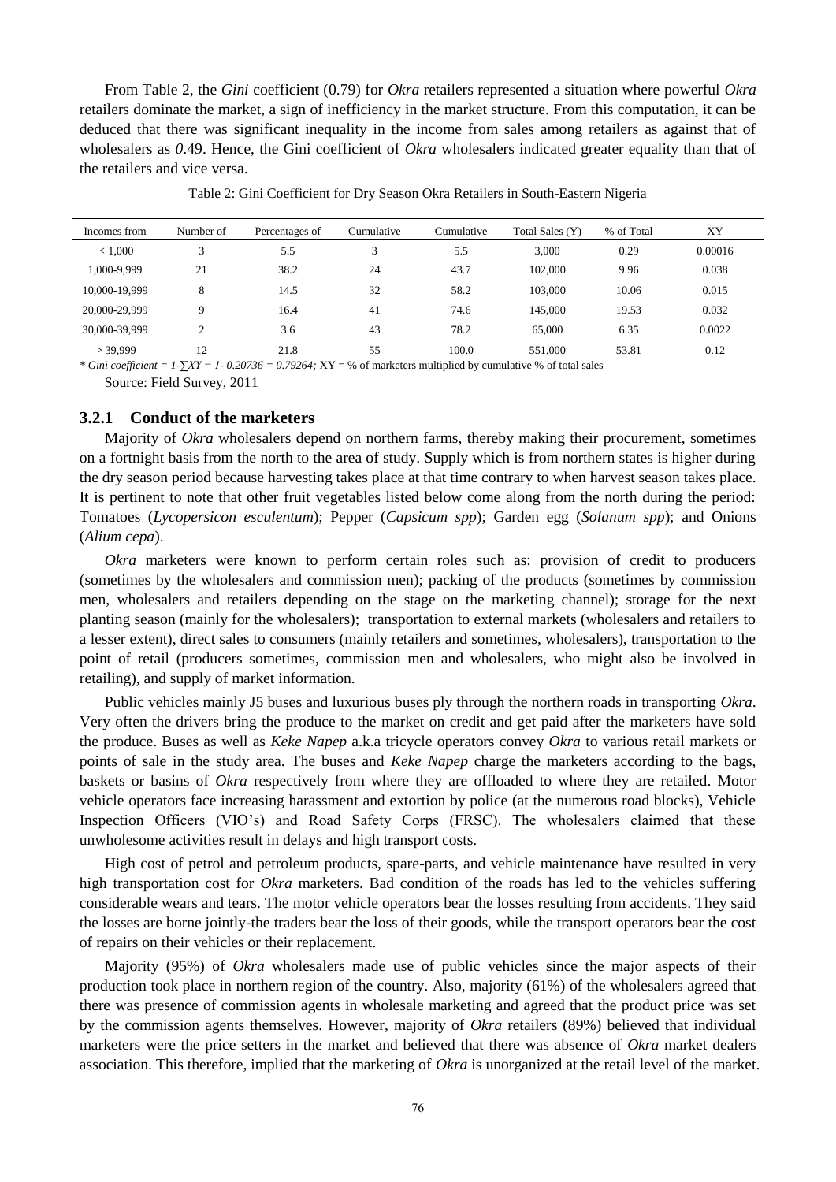From Table 2, the *Gini* coefficient (0.79) for *Okra* retailers represented a situation where powerful *Okra* retailers dominate the market, a sign of inefficiency in the market structure. From this computation, it can be deduced that there was significant inequality in the income from sales among retailers as against that of wholesalers as *0*.49. Hence, the Gini coefficient of *Okra* wholesalers indicated greater equality than that of the retailers and vice versa.

Table 2: Gini Coefficient for Dry Season Okra Retailers in South-Eastern Nigeria

| Incomes from | Number of | Percentages of | Cumulative | Cumulative | Total Sales (Y) | % of Total | XY |
|---|---|---|---|---|---|---|---|
| < 1,000 | 3 | 5.5 | 3 | 5.5 | 3,000 | 0.29 | 0.00016 |
| 1,000-9,999 | 21 | 38.2 | 24 | 43.7 | 102,000 | 9.96 | 0.038 |
| 10,000-19,999 | 8 | 14.5 | 32 | 58.2 | 103,000 | 10.06 | 0.015 |
| 20,000-29,999 | 9 | 16.4 | 41 | 74.6 | 145,000 | 19.53 | 0.032 |
| 30,000-39,999 | 2 | 3.6 | 43 | 78.2 | 65,000 | 6.35 | 0.0022 |
| > 39,999 | 12 | 21.8 | 55 | 100.0 | 551,000 | 53.81 | 0.12 |

* *Gini coefficient* = $1-\sum XY = 1- 0.20736 = 0.79264$; XY = % of marketers multiplied by cumulative % of total sales

Source: Field Survey, 2011

### 3.2.1 Conduct of the marketers

Majority of *Okra* wholesalers depend on northern farms, thereby making their procurement, sometimes on a fortnight basis from the north to the area of study. Supply which is from northern states is higher during the dry season period because harvesting takes place at that time contrary to when harvest season takes place. It is pertinent to note that other fruit vegetables listed below come along from the north during the period: Tomatoes (*Lycopersicon esculentum*); Pepper (*Capsicum spp*); Garden egg (*Solanum spp*); and Onions (*Alium cepa*).

*Okra* marketers were known to perform certain roles such as: provision of credit to producers (sometimes by the wholesalers and commission men); packing of the products (sometimes by commission men, wholesalers and retailers depending on the stage on the marketing channel); storage for the next planting season (mainly for the wholesalers); transportation to external markets (wholesalers and retailers to a lesser extent), direct sales to consumers (mainly retailers and sometimes, wholesalers), transportation to the point of retail (producers sometimes, commission men and wholesalers, who might also be involved in retailing), and supply of market information.

Public vehicles mainly J5 buses and luxurious buses ply through the northern roads in transporting *Okra*. Very often the drivers bring the produce to the market on credit and get paid after the marketers have sold the produce. Buses as well as *Keke Napep* a.k.a tricycle operators convey *Okra* to various retail markets or points of sale in the study area. The buses and *Keke Napep* charge the marketers according to the bags, baskets or basins of *Okra* respectively from where they are offloaded to where they are retailed. Motor vehicle operators face increasing harassment and extortion by police (at the numerous road blocks), Vehicle Inspection Officers (VIO's) and Road Safety Corps (FRSC). The wholesalers claimed that these unwholesome activities result in delays and high transport costs.

High cost of petrol and petroleum products, spare-parts, and vehicle maintenance have resulted in very high transportation cost for *Okra* marketers. Bad condition of the roads has led to the vehicles suffering considerable wears and tears. The motor vehicle operators bear the losses resulting from accidents. They said the losses are borne jointly-the traders bear the loss of their goods, while the transport operators bear the cost of repairs on their vehicles or their replacement.

Majority (95%) of *Okra* wholesalers made use of public vehicles since the major aspects of their production took place in northern region of the country. Also, majority (61%) of the wholesalers agreed that there was presence of commission agents in wholesale marketing and agreed that the product price was set by the commission agents themselves. However, majority of *Okra* retailers (89%) believed that individual marketers were the price setters in the market and believed that there was absence of *Okra* market dealers association. This therefore, implied that the marketing of *Okra* is unorganized at the retail level of the market.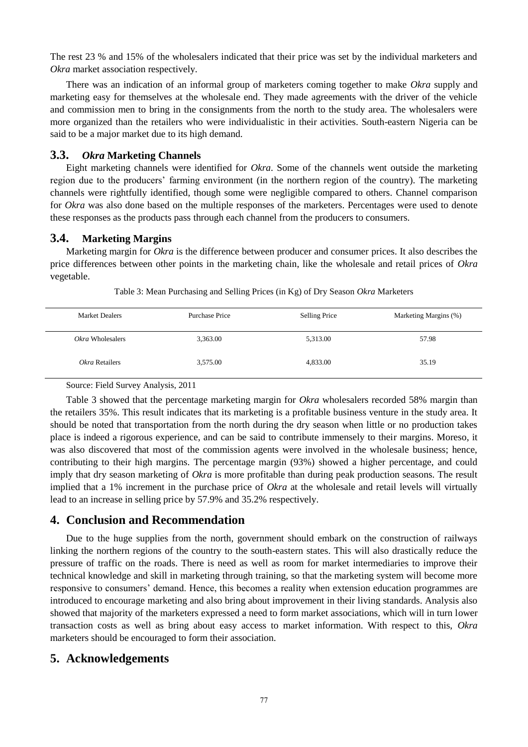The rest 23 % and 15% of the wholesalers indicated that their price was set by the individual marketers and *Okra* market association respectively.

There was an indication of an informal group of marketers coming together to make *Okra* supply and marketing easy for themselves at the wholesale end. They made agreements with the driver of the vehicle and commission men to bring in the consignments from the north to the study area. The wholesalers were more organized than the retailers who were individualistic in their activities. South-eastern Nigeria can be said to be a major market due to its high demand.

### 3.3. *Okra* Marketing Channels

Eight marketing channels were identified for *Okra*. Some of the channels went outside the marketing region due to the producers' farming environment (in the northern region of the country). The marketing channels were rightfully identified, though some were negligible compared to others. Channel comparison for *Okra* was also done based on the multiple responses of the marketers. Percentages were used to denote these responses as the products pass through each channel from the producers to consumers.

### 3.4. Marketing Margins

Marketing margin for *Okra* is the difference between producer and consumer prices. It also describes the price differences between other points in the marketing chain, like the wholesale and retail prices of *Okra* vegetable.

Table 3: Mean Purchasing and Selling Prices (in Kg) of Dry Season *Okra* Marketers

| Market Dealers | Purchase Price | Selling Price | Marketing Margins (%) |
|---|---|---|---|
| *Okra* Wholesalers | 3,363.00 | 5,313.00 | 57.98 |
| *Okra* Retailers | 3,575.00 | 4,833.00 | 35.19 |

Source: Field Survey Analysis, 2011

Table 3 showed that the percentage marketing margin for *Okra* wholesalers recorded 58% margin than the retailers 35%. This result indicates that its marketing is a profitable business venture in the study area. It should be noted that transportation from the north during the dry season when little or no production takes place is indeed a rigorous experience, and can be said to contribute immensely to their margins. Moreso, it was also discovered that most of the commission agents were involved in the wholesale business; hence, contributing to their high margins. The percentage margin (93%) showed a higher percentage, and could imply that dry season marketing of *Okra* is more profitable than during peak production seasons. The result implied that a 1% increment in the purchase price of *Okra* at the wholesale and retail levels will virtually lead to an increase in selling price by 57.9% and 35.2% respectively.

## 4. Conclusion and Recommendation

Due to the huge supplies from the north, government should embark on the construction of railways linking the northern regions of the country to the south-eastern states. This will also drastically reduce the pressure of traffic on the roads. There is need as well as room for market intermediaries to improve their technical knowledge and skill in marketing through training, so that the marketing system will become more responsive to consumers' demand. Hence, this becomes a reality when extension education programmes are introduced to encourage marketing and also bring about improvement in their living standards. Analysis also showed that majority of the marketers expressed a need to form market associations, which will in turn lower transaction costs as well as bring about easy access to market information. With respect to this, *Okra* marketers should be encouraged to form their association.

## 5. Acknowledgements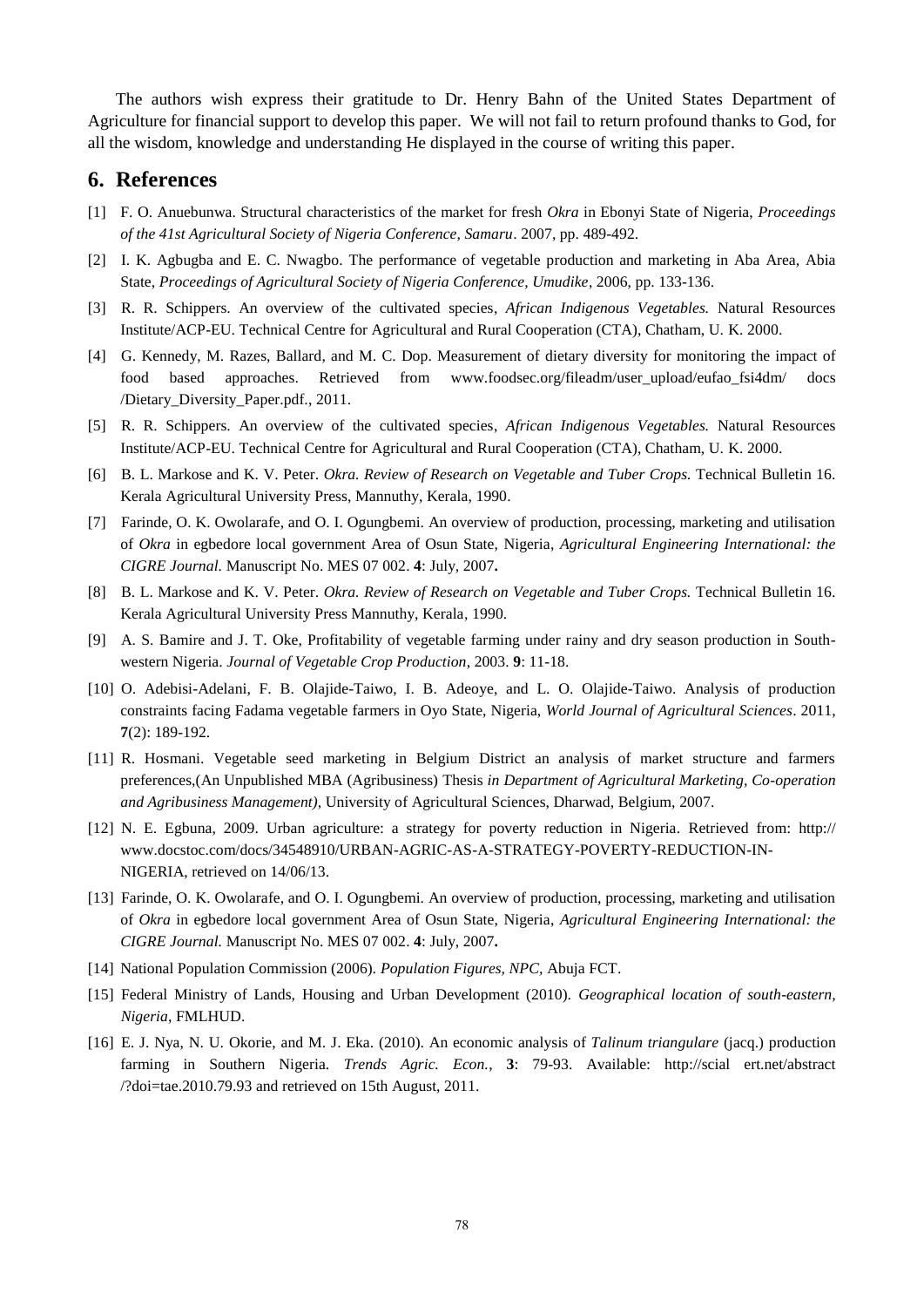The authors wish express their gratitude to Dr. Henry Bahn of the United States Department of Agriculture for financial support to develop this paper. We will not fail to return profound thanks to God, for all the wisdom, knowledge and understanding He displayed in the course of writing this paper.

## 6. References

[1] F. O. Anuebunwa. Structural characteristics of the market for fresh *Okra* in Ebonyi State of Nigeria, *Proceedings of the 41st Agricultural Society of Nigeria Conference, Samaru*. 2007, pp. 489-492.

[2] I. K. Agbugba and E. C. Nwagbo. The performance of vegetable production and marketing in Aba Area, Abia State, *Proceedings of Agricultural Society of Nigeria Conference, Umudike*, 2006, pp. 133-136.

[3] R. R. Schippers. An overview of the cultivated species, *African Indigenous Vegetables.* Natural Resources Institute/ACP-EU. Technical Centre for Agricultural and Rural Cooperation (CTA), Chatham, U. K. 2000.

[4] G. Kennedy, M. Razes, Ballard, and M. C. Dop. Measurement of dietary diversity for monitoring the impact of food based approaches. Retrieved from www.foodsec.org/fileadm/user_upload/eufao_fsi4dm/ docs /Dietary_Diversity_Paper.pdf., 2011.

[5] R. R. Schippers. An overview of the cultivated species, *African Indigenous Vegetables.* Natural Resources Institute/ACP-EU. Technical Centre for Agricultural and Rural Cooperation (CTA), Chatham, U. K. 2000.

[6] B. L. Markose and K. V. Peter. *Okra. Review of Research on Vegetable and Tuber Crops.* Technical Bulletin 16. Kerala Agricultural University Press, Mannuthy, Kerala, 1990.

[7] Farinde, O. K. Owolarafe, and O. I. Ogungbemi. An overview of production, processing, marketing and utilisation of *Okra* in egbedore local government Area of Osun State, Nigeria, *Agricultural Engineering International: the CIGRE Journal.* Manuscript No. MES 07 002. **4**: July, 2007**.**

[8] B. L. Markose and K. V. Peter. *Okra. Review of Research on Vegetable and Tuber Crops.* Technical Bulletin 16. Kerala Agricultural University Press Mannuthy, Kerala, 1990.

[9] A. S. Bamire and J. T. Oke, Profitability of vegetable farming under rainy and dry season production in South-western Nigeria. *Journal of Vegetable Crop Production*, 2003. **9**: 11-18.

[10] O. Adebisi-Adelani, F. B. Olajide-Taiwo, I. B. Adeoye, and L. O. Olajide-Taiwo. Analysis of production constraints facing Fadama vegetable farmers in Oyo State, Nigeria, *World Journal of Agricultural Sciences*. 2011, **7**(2): 189-192.

[11] R. Hosmani. Vegetable seed marketing in Belgium District an analysis of market structure and farmers preferences,(An Unpublished MBA (Agribusiness) Thesis *in Department of Agricultural Marketing, Co-operation and Agribusiness Management)*, University of Agricultural Sciences, Dharwad, Belgium, 2007.

[12] N. E. Egbuna, 2009. Urban agriculture: a strategy for poverty reduction in Nigeria. Retrieved from: http:// www.docstoc.com/docs/34548910/URBAN-AGRIC-AS-A-STRATEGY-POVERTY-REDUCTION-IN-NIGERIA, retrieved on 14/06/13.

[13] Farinde, O. K. Owolarafe, and O. I. Ogungbemi. An overview of production, processing, marketing and utilisation of *Okra* in egbedore local government Area of Osun State, Nigeria, *Agricultural Engineering International: the CIGRE Journal.* Manuscript No. MES 07 002. **4**: July, 2007**.**

[14] National Population Commission (2006). *Population Figures, NPC,* Abuja FCT.

[15] Federal Ministry of Lands, Housing and Urban Development (2010). *Geographical location of south-eastern, Nigeria*, FMLHUD.

[16] E. J. Nya, N. U. Okorie, and M. J. Eka. (2010). An economic analysis of *Talinum triangulare* (jacq.) production farming in Southern Nigeria. *Trends Agric. Econ.*, **3**: 79-93. Available: http://scial ert.net/abstract /?doi=tae.2010.79.93 and retrieved on 15th August, 2011.